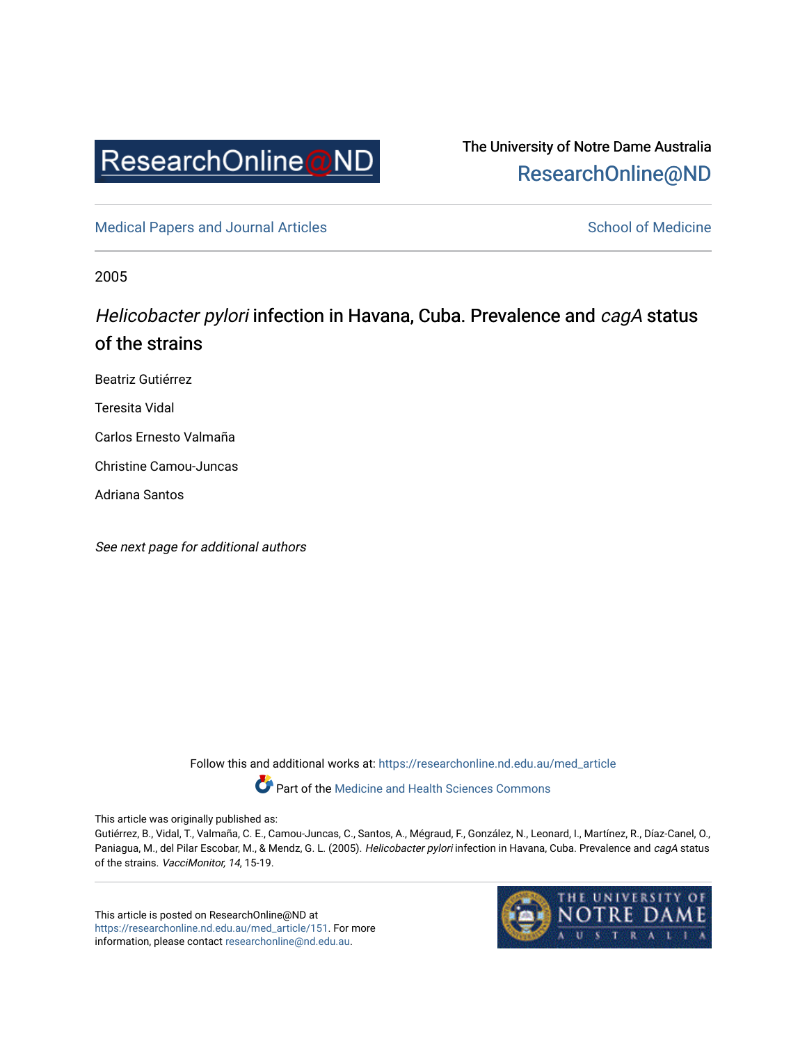The University of Notre Dame Australia
ResearchOnline@ND

Medical Papers and Journal Articles

School of Medicine

2005

# *Helicobacter pylori* infection in Havana, Cuba. Prevalence and *cagA* status of the strains

Beatriz Gutiérrez

Teresita Vidal

Carlos Ernesto Valmaña

Christine Camou-Juncas

Adriana Santos

*See next page for additional authors*

Follow this and additional works at: https://researchonline.nd.edu.au/med_article

Part of the Medicine and Health Sciences Commons

This article was originally published as:
Gutiérrez, B., Vidal, T., Valmaña, C. E., Camou-Juncas, C., Santos, A., Mégraud, F., González, N., Leonard, I., Martínez, R., Díaz-Canel, O., Paniagua, M., del Pilar Escobar, M., & Mendz, G. L. (2005). *Helicobacter pylori* infection in Havana, Cuba. Prevalence and *cagA* status of the strains. *VacciMonitor, 14*, 15-19.

This article is posted on ResearchOnline@ND at https://researchonline.nd.edu.au/med_article/151. For more information, please contact researchonline@nd.edu.au.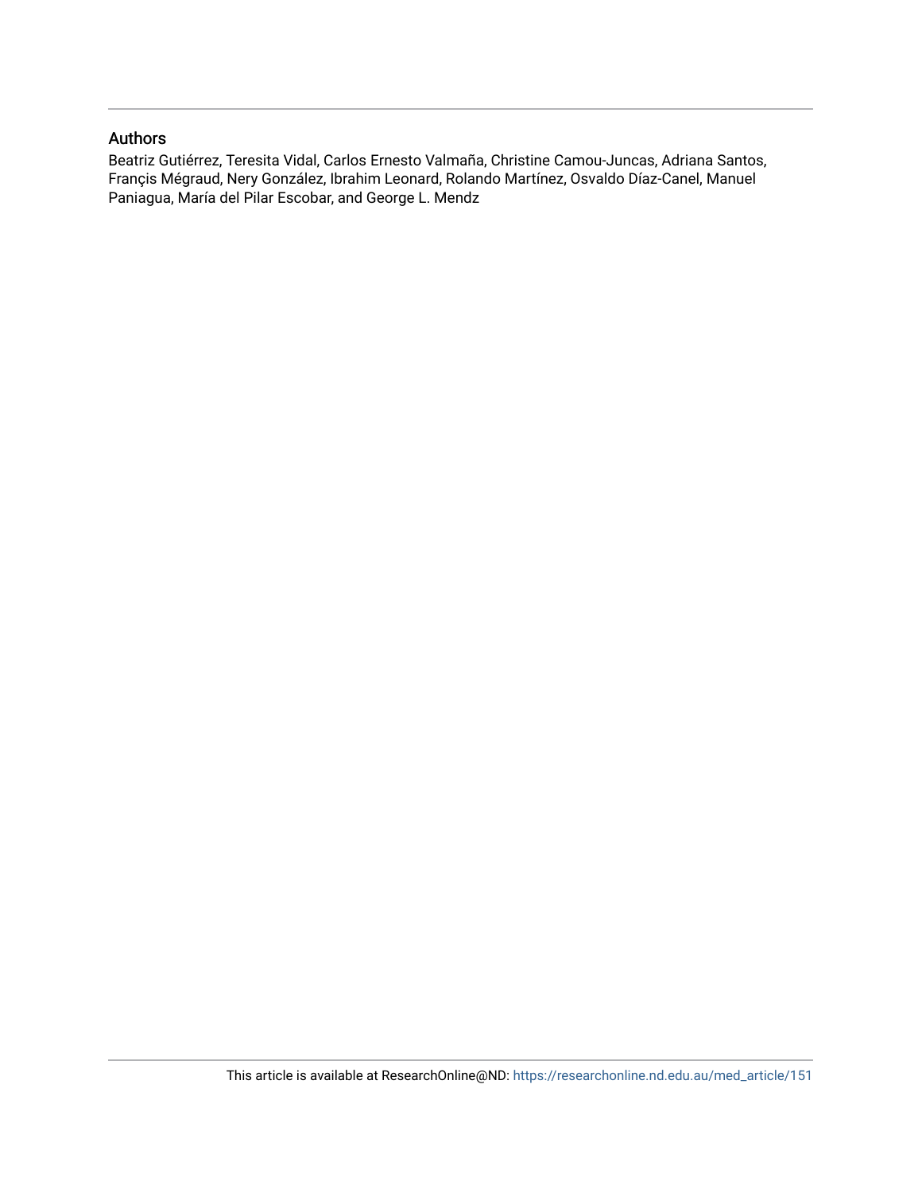## Authors

Beatriz Gutiérrez, Teresita Vidal, Carlos Ernesto Valmaña, Christine Camou-Juncas, Adriana Santos, Françis Mégraud, Nery González, Ibrahim Leonard, Rolando Martínez, Osvaldo Díaz-Canel, Manuel Paniagua, María del Pilar Escobar, and George L. Mendz

This article is available at ResearchOnline@ND: https://researchonline.nd.edu.au/med_article/151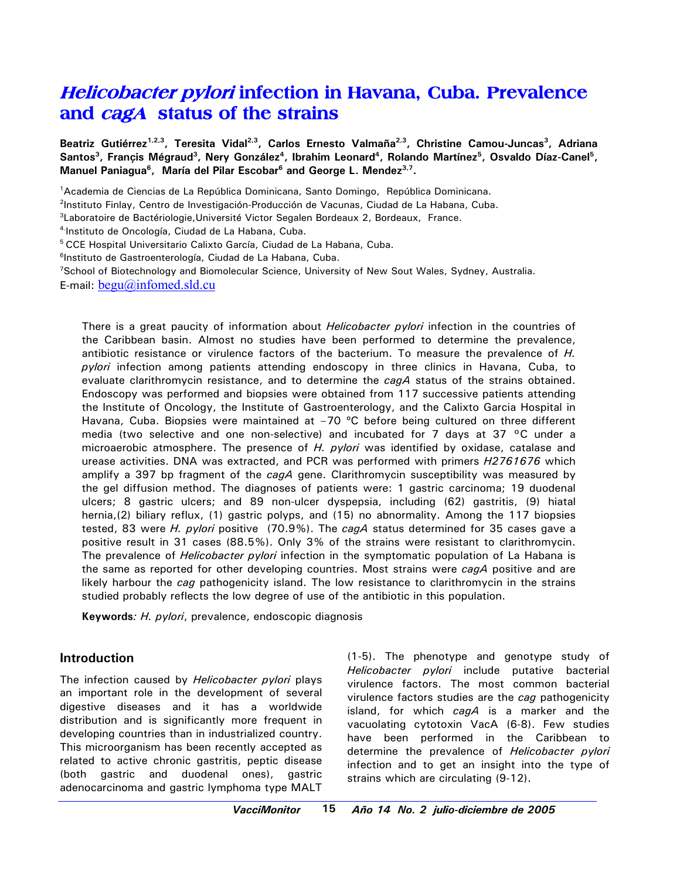# *Helicobacter pylori* infection in Havana, Cuba. Prevalence and *cagA* status of the strains

**Beatriz Gutiérrez[1,2,3], Teresita Vidal[2,3], Carlos Ernesto Valmaña[2,3], Christine Camou-Juncas[3], Adriana Santos[3], Franҫis Mégraud[3], Nery González[4], Ibrahim Leonard[4], Rolando Martínez[5], Osvaldo Díaz-Canel[5], Manuel Paniagua[6], María del Pilar Escobar[6] and George L. Mendez[3,7].**

[1]Academia de Ciencias de La República Dominicana, Santo Domingo, República Dominicana.
[2]Instituto Finlay, Centro de Investigación-Producción de Vacunas, Ciudad de La Habana, Cuba.
[3]Laboratoire de Bactériologie,Université Victor Segalen Bordeaux 2, Bordeaux, France.
[4]Instituto de Oncología, Ciudad de La Habana, Cuba.
[5]CCE Hospital Universitario Calixto García, Ciudad de La Habana, Cuba.
[6]Instituto de Gastroenterología, Ciudad de La Habana, Cuba.
[7]School of Biotechnology and Biomolecular Science, University of New Sout Wales, Sydney, Australia.
E-mail: begu@infomed.sld.cu

There is a great paucity of information about *Helicobacter pylori* infection in the countries of the Caribbean basin. Almost no studies have been performed to determine the prevalence, antibiotic resistance or virulence factors of the bacterium. To measure the prevalence of *H. pylori* infection among patients attending endoscopy in three clinics in Havana, Cuba, to evaluate clarithromycin resistance, and to determine the *cagA* status of the strains obtained. Endoscopy was performed and biopsies were obtained from 117 successive patients attending the Institute of Oncology, the Institute of Gastroenterology, and the Calixto Garcia Hospital in Havana, Cuba. Biopsies were maintained at −70 ºC before being cultured on three different media (two selective and one non-selective) and incubated for 7 days at 37 °C under a microaerobic atmosphere. The presence of *H. pylori* was identified by oxidase, catalase and urease activities. DNA was extracted, and PCR was performed with primers *H2761676* which amplify a 397 bp fragment of the *cagA* gene. Clarithromycin susceptibility was measured by the gel diffusion method. The diagnoses of patients were: 1 gastric carcinoma; 19 duodenal ulcers; 8 gastric ulcers; and 89 non-ulcer dyspepsia, including (62) gastritis, (9) hiatal hernia,(2) biliary reflux, (1) gastric polyps, and (15) no abnormality. Among the 117 biopsies tested, 83 were *H. pylori* positive (70.9%). The *cagA* status determined for 35 cases gave a positive result in 31 cases (88.5%). Only 3% of the strains were resistant to clarithromycin. The prevalence of *Helicobacter pylori* infection in the symptomatic population of La Habana is the same as reported for other developing countries. Most strains were *cagA* positive and are likely harbour the *cag* pathogenicity island. The low resistance to clarithromycin in the strains studied probably reflects the low degree of use of the antibiotic in this population.

**Keywords***:* *H. pylori*, prevalence, endoscopic diagnosis

## Introduction

The infection caused by *Helicobacter pylori* plays an important role in the development of several digestive diseases and it has a worldwide distribution and is significantly more frequent in developing countries than in industrialized country. This microorganism has been recently accepted as related to active chronic gastritis, peptic disease (both gastric and duodenal ones), gastric adenocarcinoma and gastric lymphoma type MALT (1-5). The phenotype and genotype study of *Helicobacter pylori* include putative bacterial virulence factors. The most common bacterial virulence factors studies are the *cag* pathogenicity island, for which *cagA* is a marker and the vacuolating cytotoxin VacA (6-8). Few studies have been performed in the Caribbean to determine the prevalence of *Helicobacter pylori* infection and to get an insight into the type of strains which are circulating (9-12).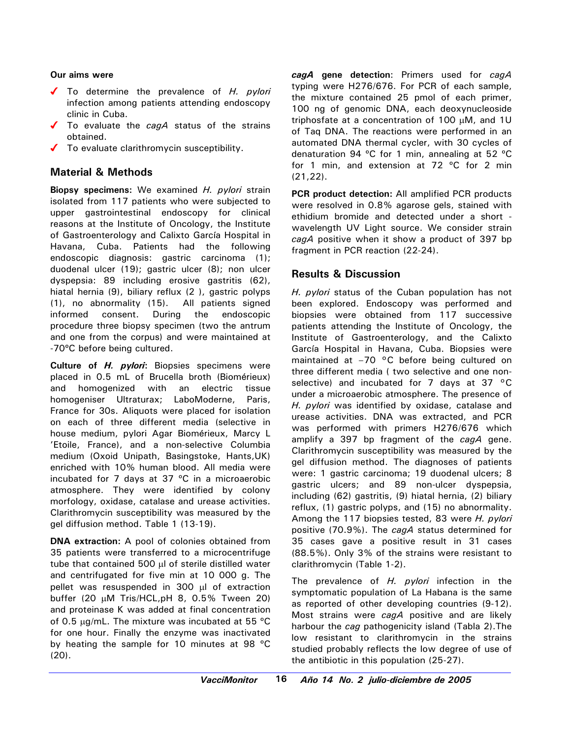**Our aims were**

- To determine the prevalence of *H. pylori* infection among patients attending endoscopy clinic in Cuba.
- To evaluate the *cagA* status of the strains obtained.
- To evaluate clarithromycin susceptibility.

## Material & Methods

**Biopsy specimens:** We examined *H. pylori* strain isolated from 117 patients who were subjected to upper gastrointestinal endoscopy for clinical reasons at the Institute of Oncology, the Institute of Gastroenterology and Calixto García Hospital in Havana, Cuba. Patients had the following endoscopic diagnosis: gastric carcinoma (1); duodenal ulcer (19); gastric ulcer (8); non ulcer dyspepsia: 89 including erosive gastritis (62), hiatal hernia (9), biliary reflux (2 ), gastric polyps (1), no abnormality (15). All patients signed informed consent. During the endoscopic procedure three biopsy specimen (two the antrum and one from the corpus) and were maintained at -70ºC before being cultured.

**Culture of *H. pylori*:** Biopsies specimens were placed in 0.5 mL of Brucella broth (Biomérieux) and homogenized with an electric tissue homogeniser Ultraturax; LaboModerne, Paris, France for 30s. Aliquots were placed for isolation on each of three different media (selective in house medium, pylori Agar Biomérieux, Marcy L 'Etoile, France), and a non-selective Columbia medium (Oxoid Unipath, Basingstoke, Hants,UK) enriched with 10% human blood. All media were incubated for 7 days at 37 ºC in a microaerobic atmosphere. They were identified by colony morfology, oxidase, catalase and urease activities. Clarithromycin susceptibility was measured by the gel diffusion method. Table 1 (13-19).

**DNA extraction:** A pool of colonies obtained from 35 patients were transferred to a microcentrifuge tube that contained 500 µl of sterile distilled water and centrifugated for five min at 10 000 g. The pellet was resuspended in 300 µl of extraction buffer (20 µM Tris/HCL,pH 8, 0.5% Tween 20) and proteinase K was added at final concentration of 0.5 µg/mL. The mixture was incubated at 55 ºC for one hour. Finally the enzyme was inactivated by heating the sample for 10 minutes at 98 ºC (20).

***cagA* gene detection**: Primers used for *cagA* typing were H276/676. For PCR of each sample, the mixture contained 25 pmol of each primer, 100 ng of genomic DNA, each deoxynucleoside triphosfate at a concentration of 100 µM, and 1U of Taq DNA. The reactions were performed in an automated DNA thermal cycler, with 30 cycles of denaturation 94 ºC for 1 min, annealing at 52 ºC for 1 min, and extension at 72 ºC for 2 min (21,22).

**PCR product detection:** All amplified PCR products were resolved in 0.8% agarose gels, stained with ethidium bromide and detected under a short - wavelength UV Light source. We consider strain *cagA* positive when it show a product of 397 bp fragment in PCR reaction (22-24).

## Results & Discussion

*H. pylori* status of the Cuban population has not been explored. Endoscopy was performed and biopsies were obtained from 117 successive patients attending the Institute of Oncology, the Institute of Gastroenterology, and the Calixto García Hospital in Havana, Cuba. Biopsies were maintained at –70 °C before being cultured on three different media ( two selective and one non-selective) and incubated for 7 days at 37 °C under a microaerobic atmosphere. The presence of *H. pylori* was identified by oxidase, catalase and urease activities. DNA was extracted, and PCR was performed with primers H276/676 which amplify a 397 bp fragment of the *cagA* gene. Clarithromycin susceptibility was measured by the gel diffusion method. The diagnoses of patients were: 1 gastric carcinoma; 19 duodenal ulcers; 8 gastric ulcers; and 89 non-ulcer dyspepsia, including (62) gastritis, (9) hiatal hernia, (2) biliary reflux, (1) gastric polyps, and (15) no abnormality. Among the 117 biopsies tested, 83 were *H. pylori* positive (70.9%). The *cagA* status determined for 35 cases gave a positive result in 31 cases (88.5%). Only 3% of the strains were resistant to clarithromycin (Table 1-2).

The prevalence of *H. pylori* infection in the symptomatic population of La Habana is the same as reported of other developing countries (9-12). Most strains were *cagA* positive and are likely harbour the *cag* pathogenicity island (Tabla 2).The low resistant to clarithromycin in the strains studied probably reflects the low degree of use of the antibiotic in this population (25-27).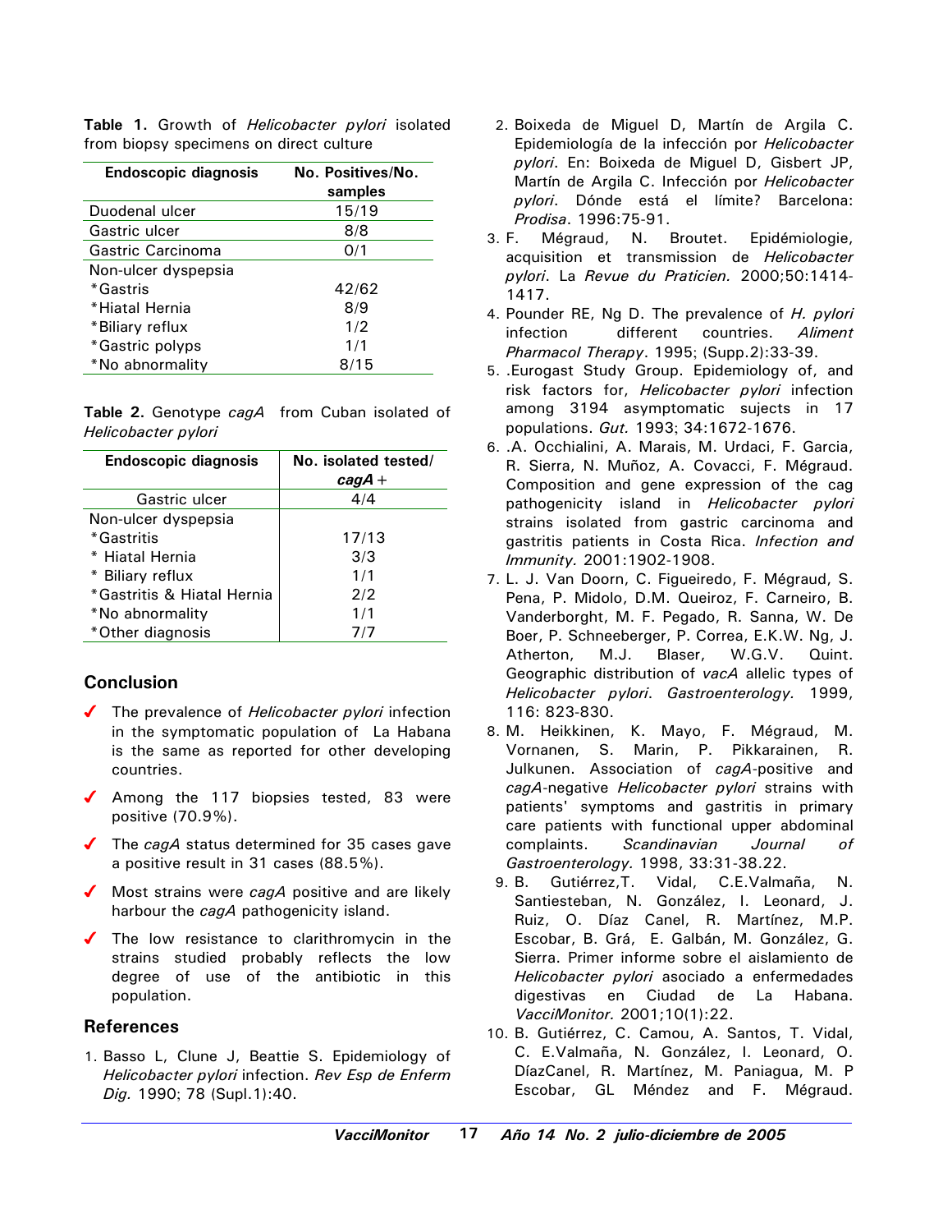**Table 1.** Growth of *Helicobacter pylori* isolated from biopsy specimens on direct culture

| Endoscopic diagnosis | No. Positives/No. samples |
|---|---|
| Duodenal ulcer | 15/19 |
| Gastric ulcer | 8/8 |
| Gastric Carcinoma | 0/1 |
| Non-ulcer dyspepsia | |
| *Gastris | 42/62 |
| *Hiatal Hernia | 8/9 |
| *Biliary reflux | 1/2 |
| *Gastric polyps | 1/1 |
| *No abnormality | 8/15 |

**Table 2.** Genotype *cagA* from Cuban isolated of *Helicobacter pylori*

| Endoscopic diagnosis | No. isolated tested/ ***cagA*+** |
|---|---|
| Gastric ulcer | 4/4 |
| Non-ulcer dyspepsia | |
| *Gastritis | 17/13 |
| * Hiatal Hernia | 3/3 |
| * Biliary reflux | 1/1 |
| *Gastritis & Hiatal Hernia | 2/2 |
| *No abnormality | 1/1 |
| *Other diagnosis | 7/7 |

## Conclusion

- The prevalence of *Helicobacter pylori* infection in the symptomatic population of La Habana is the same as reported for other developing countries.
- Among the 117 biopsies tested, 83 were positive (70.9%).
- The *cagA* status determined for 35 cases gave a positive result in 31 cases (88.5%).
- Most strains were *cagA* positive and are likely harbour the *cagA* pathogenicity island.
- The low resistance to clarithromycin in the strains studied probably reflects the low degree of use of the antibiotic in this population.

## References

1. Basso L, Clune J, Beattie S. Epidemiology of *Helicobacter pylori* infection. *Rev Esp de Enferm Dig.* 1990; 78 (Supl.1):40.
2. Boixeda de Miguel D, Martín de Argila C. Epidemiología de la infección por *Helicobacter pylori*. En: Boixeda de Miguel D, Gisbert JP, Martín de Argila C. Infección por *Helicobacter pylori*. Dónde está el límite? Barcelona: *Prodisa*. 1996:75-91.
3. F. Mégraud, N. Broutet. Epidémiologie, acquisition et transmission de *Helicobacter pylori*. La *Revue du Praticien.* 2000;50:1414-1417.
4. Pounder RE, Ng D. The prevalence of *H. pylori* infection different countries. *Aliment Pharmacol Therapy*. 1995; (Supp.2):33-39.
5. .Eurogast Study Group. Epidemiology of, and risk factors for, *Helicobacter pylori* infection among 3194 asymptomatic sujects in 17 populations. *Gut.* 1993; 34:1672-1676.
6. .A. Occhialini, A. Marais, M. Urdaci, F. Garcia, R. Sierra, N. Muñoz, A. Covacci, F. Mégraud. Composition and gene expression of the cag pathogenicity island in *Helicobacter pylori* strains isolated from gastric carcinoma and gastritis patients in Costa Rica. *Infection and Immunity.* 2001:1902-1908.
7. L. J. Van Doorn, C. Figueiredo, F. Mégraud, S. Pena, P. Midolo, D.M. Queiroz, F. Carneiro, B. Vanderborght, M. F. Pegado, R. Sanna, W. De Boer, P. Schneeberger, P. Correa, E.K.W. Ng, J. Atherton, M.J. Blaser, W.G.V. Quint. Geographic distribution of *vacA* allelic types of *Helicobacter pylori*. *Gastroenterology.* 1999, 116: 823-830.
8. M. Heikkinen, K. Mayo, F. Mégraud, M. Vornanen, S. Marin, P. Pikkarainen, R. Julkunen. Association of *cagA*-positive and *cagA*-negative *Helicobacter pylori* strains with patients' symptoms and gastritis in primary care patients with functional upper abdominal complaints. *Scandinavian Journal of Gastroenterology.* 1998, 33:31-38.22.
9. B. Gutiérrez,T. Vidal, C.E.Valmaña, N. Santiesteban, N. González, I. Leonard, J. Ruiz, O. Díaz Canel, R. Martínez, M.P. Escobar, B. Grá, E. Galbán, M. González, G. Sierra. Primer informe sobre el aislamiento de *Helicobacter pylori* asociado a enfermedades digestivas en Ciudad de La Habana. *VacciMonitor.* 2001;10(1):22.
10. B. Gutiérrez, C. Camou, A. Santos, T. Vidal, C. E.Valmaña, N. González, I. Leonard, O. DíazCanel, R. Martínez, M. Paniagua, M. P Escobar, GL Méndez and F. Mégraud.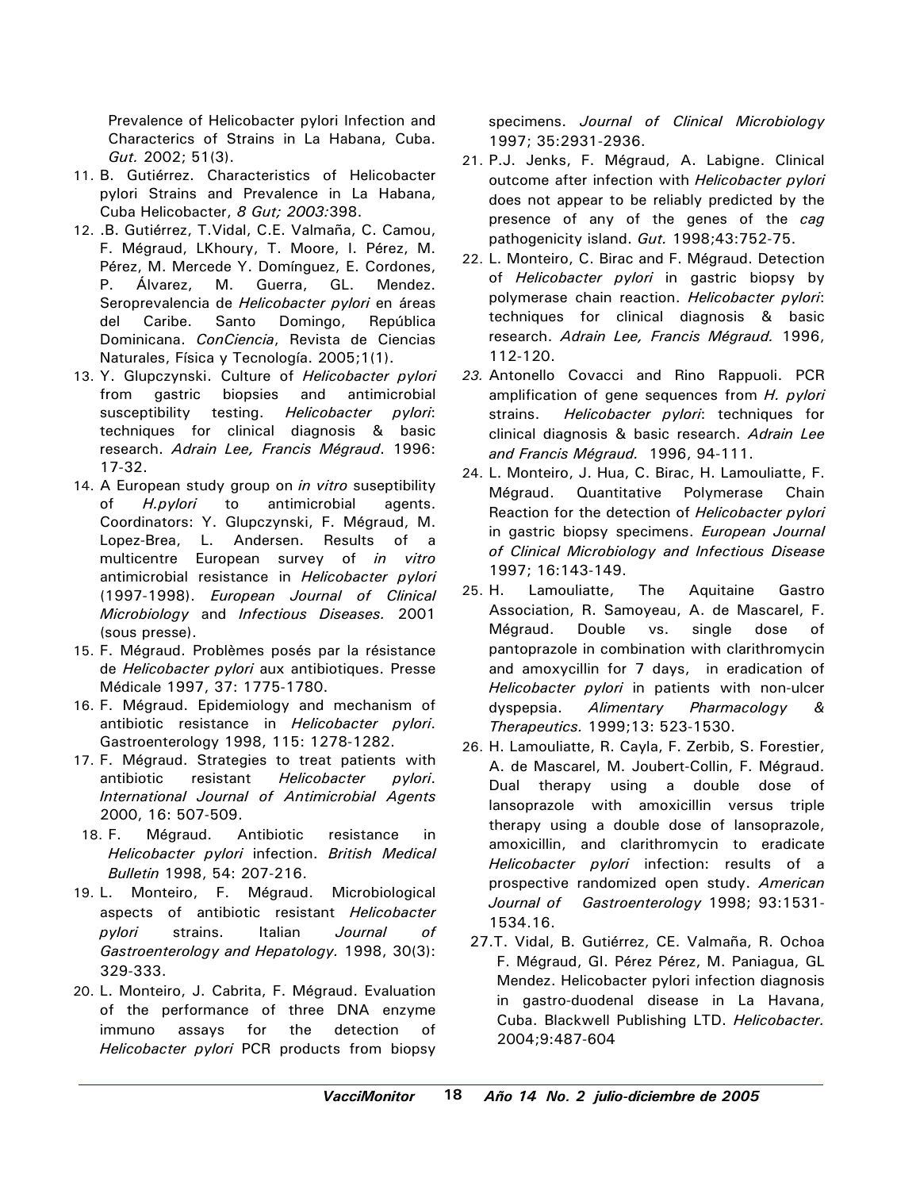Prevalence of Helicobacter pylori Infection and Characterics of Strains in La Habana, Cuba. *Gut.* 2002; 51(3).

11. B. Gutiérrez. Characteristics of Helicobacter pylori Strains and Prevalence in La Habana, Cuba Helicobacter, *8 Gut; 2003:*398.
12. .B. Gutiérrez, T.Vidal, C.E. Valmaña, C. Camou, F. Mégraud, LKhoury, T. Moore, I. Pérez, M. Pérez, M. Mercede Y. Domínguez, E. Cordones, P. Álvarez, M. Guerra, GL. Mendez. Seroprevalencia de *Helicobacter pylori* en áreas del Caribe. Santo Domingo, República Dominicana. *ConCiencia*, Revista de Ciencias Naturales, Física y Tecnología. 2005;1(1).
13. Y. Glupczynski. Culture of *Helicobacter pylori* from gastric biopsies and antimicrobial susceptibility testing. *Helicobacter pylori*: techniques for clinical diagnosis & basic research. *Adrain Lee, Francis Mégraud*. 1996: 17-32.
14. A European study group on *in vitro* suseptibility of *H.pylori* to antimicrobial agents. Coordinators: Y. Glupczynski, F. Mégraud, M. Lopez-Brea, L. Andersen. Results of a multicentre European survey of *in vitro* antimicrobial resistance in *Helicobacter pylori* (1997-1998). *European Journal of Clinical Microbiology* and *Infectious Diseases.* 2001 (sous presse).
15. F. Mégraud. Problèmes posés par la résistance de *Helicobacter pylori* aux antibiotiques. Presse Médicale 1997, 37: 1775-1780.
16. F. Mégraud. Epidemiology and mechanism of antibiotic resistance in *Helicobacter pylori*. Gastroenterology 1998, 115: 1278-1282.
17. F. Mégraud. Strategies to treat patients with antibiotic resistant *Helicobacter pylori*. *International Journal of Antimicrobial Agents* 2000, 16: 507-509.
18. F. Mégraud. Antibiotic resistance in *Helicobacter pylori* infection. *British Medical Bulletin* 1998, 54: 207-216.
19. L. Monteiro, F. Mégraud. Microbiological aspects of antibiotic resistant *Helicobacter pylori* strains. Italian *Journal of Gastroenterology and Hepatology.* 1998, 30(3): 329-333.
20. L. Monteiro, J. Cabrita, F. Mégraud. Evaluation of the performance of three DNA enzyme immuno assays for the detection of *Helicobacter pylori* PCR products from biopsy specimens. *Journal of Clinical Microbiology* 1997; 35:2931-2936.
21. P.J. Jenks, F. Mégraud, A. Labigne. Clinical outcome after infection with *Helicobacter pylori* does not appear to be reliably predicted by the presence of any of the genes of the *cag* pathogenicity island. *Gut.* 1998;43:752-75.
22. L. Monteiro, C. Birac and F. Mégraud. Detection of *Helicobacter pylori* in gastric biopsy by polymerase chain reaction. *Helicobacter pylori*: techniques for clinical diagnosis & basic research. *Adrain Lee, Francis Mégraud.* 1996, 112-120.
23. Antonello Covacci and Rino Rappuoli. PCR amplification of gene sequences from *H. pylori* strains. *Helicobacter pylori*: techniques for clinical diagnosis & basic research. *Adrain Lee and Francis Mégraud.* 1996, 94-111.
24. L. Monteiro, J. Hua, C. Birac, H. Lamouliatte, F. Mégraud. Quantitative Polymerase Chain Reaction for the detection of *Helicobacter pylori* in gastric biopsy specimens. *European Journal of Clinical Microbiology and Infectious Disease* 1997; 16:143-149.
25. H. Lamouliatte, The Aquitaine Gastro Association, R. Samoyeau, A. de Mascarel, F. Mégraud. Double vs. single dose of pantoprazole in combination with clarithromycin and amoxycillin for 7 days, in eradication of *Helicobacter pylori* in patients with non-ulcer dyspepsia. *Alimentary Pharmacology & Therapeutics.* 1999;13: 523-1530.
26. H. Lamouliatte, R. Cayla, F. Zerbib, S. Forestier, A. de Mascarel, M. Joubert-Collin, F. Mégraud. Dual therapy using a double dose of lansoprazole with amoxicillin versus triple therapy using a double dose of lansoprazole, amoxicillin, and clarithromycin to eradicate *Helicobacter pylori* infection: results of a prospective randomized open study. *American Journal of Gastroenterology* 1998; 93:1531-1534.16.
27. T. Vidal, B. Gutiérrez, CE. Valmaña, R. Ochoa F. Mégraud, GI. Pérez Pérez, M. Paniagua, GL Mendez. Helicobacter pylori infection diagnosis in gastro-duodenal disease in La Havana, Cuba. Blackwell Publishing LTD. *Helicobacter.* 2004;9:487-604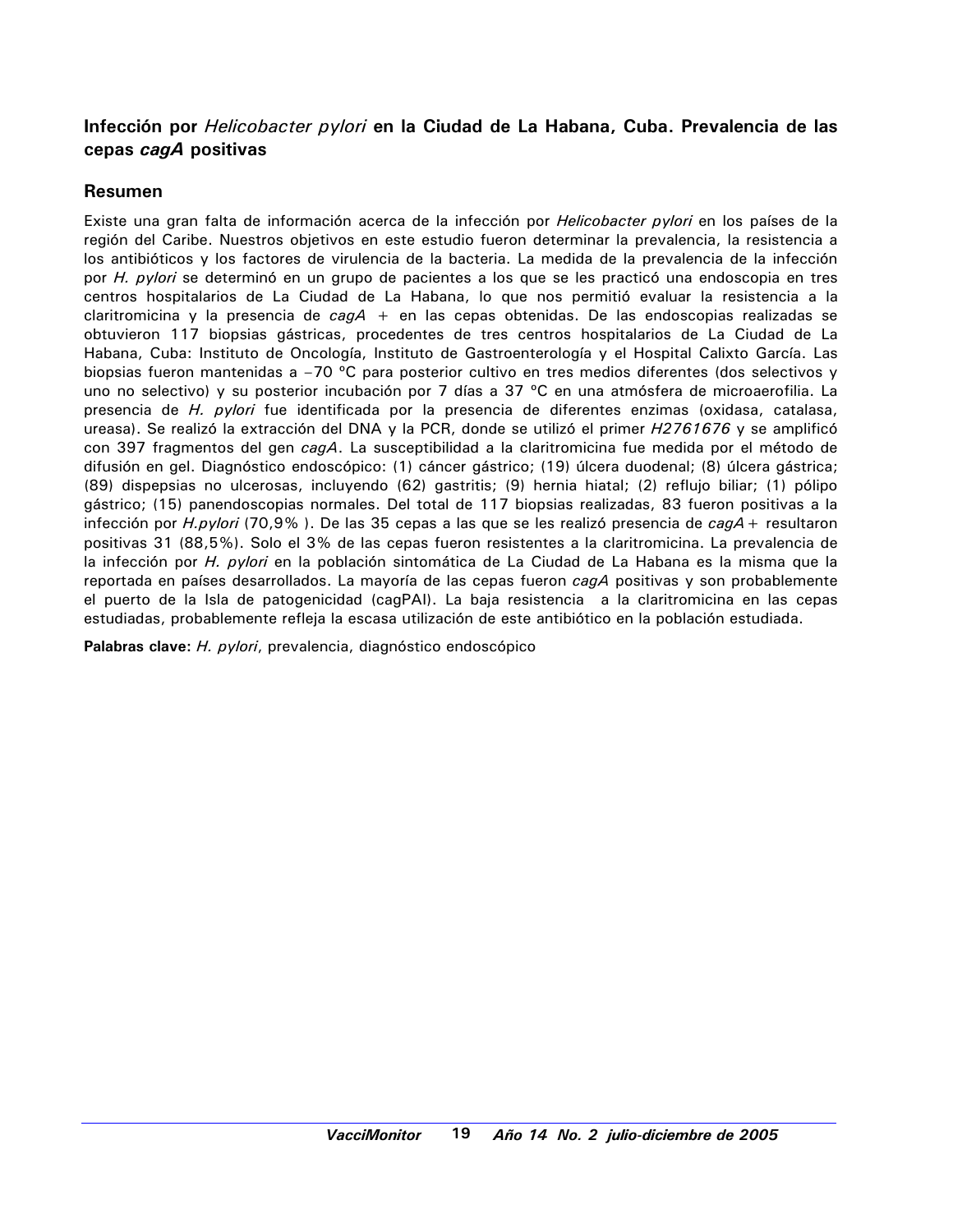## Infección por *Helicobacter pylori* en la Ciudad de La Habana, Cuba. Prevalencia de las cepas *cagA* positivas

### Resumen

Existe una gran falta de información acerca de la infección por *Helicobacter pylori* en los países de la región del Caribe. Nuestros objetivos en este estudio fueron determinar la prevalencia, la resistencia a los antibióticos y los factores de virulencia de la bacteria. La medida de la prevalencia de la infección por *H. pylori* se determinó en un grupo de pacientes a los que se les practicó una endoscopia en tres centros hospitalarios de La Ciudad de La Habana, lo que nos permitió evaluar la resistencia a la claritromicina y la presencia de *cagA* + en las cepas obtenidas. De las endoscopias realizadas se obtuvieron 117 biopsias gástricas, procedentes de tres centros hospitalarios de La Ciudad de La Habana, Cuba: Instituto de Oncología, Instituto de Gastroenterología y el Hospital Calixto García. Las biopsias fueron mantenidas a −70 ºC para posterior cultivo en tres medios diferentes (dos selectivos y uno no selectivo) y su posterior incubación por 7 días a 37 ºC en una atmósfera de microaerofilia. La presencia de *H. pylori* fue identificada por la presencia de diferentes enzimas (oxidasa, catalasa, ureasa). Se realizó la extracción del DNA y la PCR, donde se utilizó el primer *H2761676* y se amplificó con 397 fragmentos del gen *cagA*. La susceptibilidad a la claritromicina fue medida por el método de difusión en gel. Diagnóstico endoscópico: (1) cáncer gástrico; (19) úlcera duodenal; (8) úlcera gástrica; (89) dispepsias no ulcerosas, incluyendo (62) gastritis; (9) hernia hiatal; (2) reflujo biliar; (1) pólipo gástrico; (15) panendoscopias normales. Del total de 117 biopsias realizadas, 83 fueron positivas a la infección por *H.pylori* (70,9% ). De las 35 cepas a las que se les realizó presencia de *cagA* + resultaron positivas 31 (88,5%). Solo el 3% de las cepas fueron resistentes a la claritromicina. La prevalencia de la infección por *H. pylori* en la población sintomática de La Ciudad de La Habana es la misma que la reportada en países desarrollados. La mayoría de las cepas fueron *cagA* positivas y son probablemente el puerto de la Isla de patogenicidad (cagPAI). La baja resistencia a la claritromicina en las cepas estudiadas, probablemente refleja la escasa utilización de este antibiótico en la población estudiada.

**Palabras clave:** *H. pylori*, prevalencia, diagnóstico endoscópico